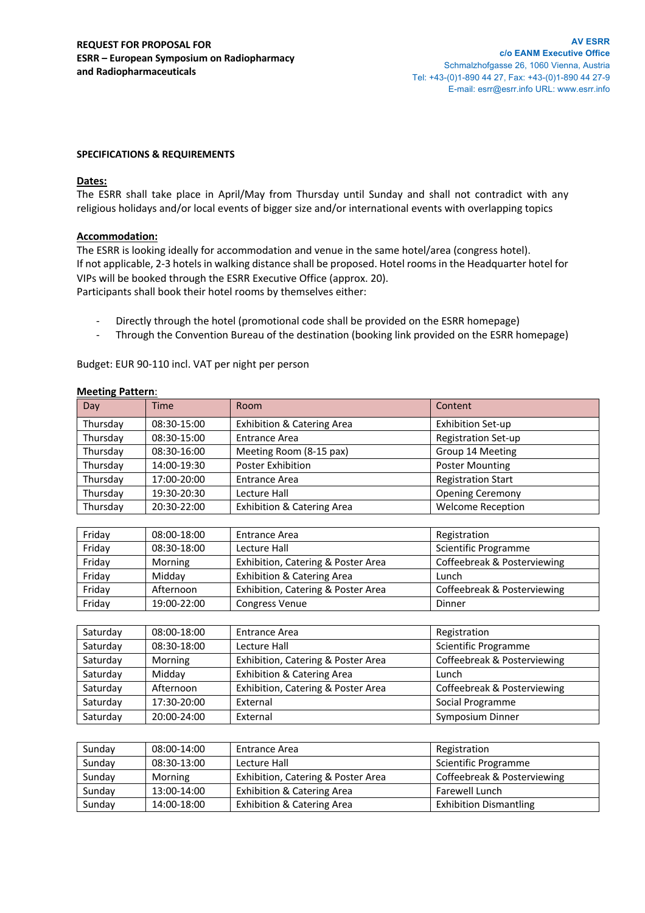**REQUEST FOR PROPOSAL FOR ESRR – European Symposium on Radiopharmacy and Radiopharmaceuticals**

**AV ESRR**
**c/o EANM Executive Office**
Schmalzhofgasse 26, 1060 Vienna, Austria
Tel: +43-(0)1-890 44 27, Fax: +43-(0)1-890 44 27-9
E-mail: esrr@esrr.info URL: www.esrr.info

## SPECIFICATIONS & REQUIREMENTS

### Dates:

The ESRR shall take place in April/May from Thursday until Sunday and shall not contradict with any religious holidays and/or local events of bigger size and/or international events with overlapping topics

### Accommodation:

The ESRR is looking ideally for accommodation and venue in the same hotel/area (congress hotel).
If not applicable, 2-3 hotels in walking distance shall be proposed. Hotel rooms in the Headquarter hotel for VIPs will be booked through the ESRR Executive Office (approx. 20).
Participants shall book their hotel rooms by themselves either:

- Directly through the hotel (promotional code shall be provided on the ESRR homepage)
- Through the Convention Bureau of the destination (booking link provided on the ESRR homepage)

Budget: EUR 90-110 incl. VAT per night per person

### Meeting Pattern:

| Day | Time | Room | Content |
|---|---|---|---|
| Thursday | 08:30-15:00 | Exhibition & Catering Area | Exhibition Set-up |
| Thursday | 08:30-15:00 | Entrance Area | Registration Set-up |
| Thursday | 08:30-16:00 | Meeting Room (8-15 pax) | Group 14 Meeting |
| Thursday | 14:00-19:30 | Poster Exhibition | Poster Mounting |
| Thursday | 17:00-20:00 | Entrance Area | Registration Start |
| Thursday | 19:30-20:30 | Lecture Hall | Opening Ceremony |
| Thursday | 20:30-22:00 | Exhibition & Catering Area | Welcome Reception |
| Friday | 08:00-18:00 | Entrance Area | Registration |
| Friday | 08:30-18:00 | Lecture Hall | Scientific Programme |
| Friday | Morning | Exhibition, Catering & Poster Area | Coffeebreak & Posterviewing |
| Friday | Midday | Exhibition & Catering Area | Lunch |
| Friday | Afternoon | Exhibition, Catering & Poster Area | Coffeebreak & Posterviewing |
| Friday | 19:00-22:00 | Congress Venue | Dinner |
| Saturday | 08:00-18:00 | Entrance Area | Registration |
| Saturday | 08:30-18:00 | Lecture Hall | Scientific Programme |
| Saturday | Morning | Exhibition, Catering & Poster Area | Coffeebreak & Posterviewing |
| Saturday | Midday | Exhibition & Catering Area | Lunch |
| Saturday | Afternoon | Exhibition, Catering & Poster Area | Coffeebreak & Posterviewing |
| Saturday | 17:30-20:00 | External | Social Programme |
| Saturday | 20:00-24:00 | External | Symposium Dinner |
| Sunday | 08:00-14:00 | Entrance Area | Registration |
| Sunday | 08:30-13:00 | Lecture Hall | Scientific Programme |
| Sunday | Morning | Exhibition, Catering & Poster Area | Coffeebreak & Posterviewing |
| Sunday | 13:00-14:00 | Exhibition & Catering Area | Farewell Lunch |
| Sunday | 14:00-18:00 | Exhibition & Catering Area | Exhibition Dismantling |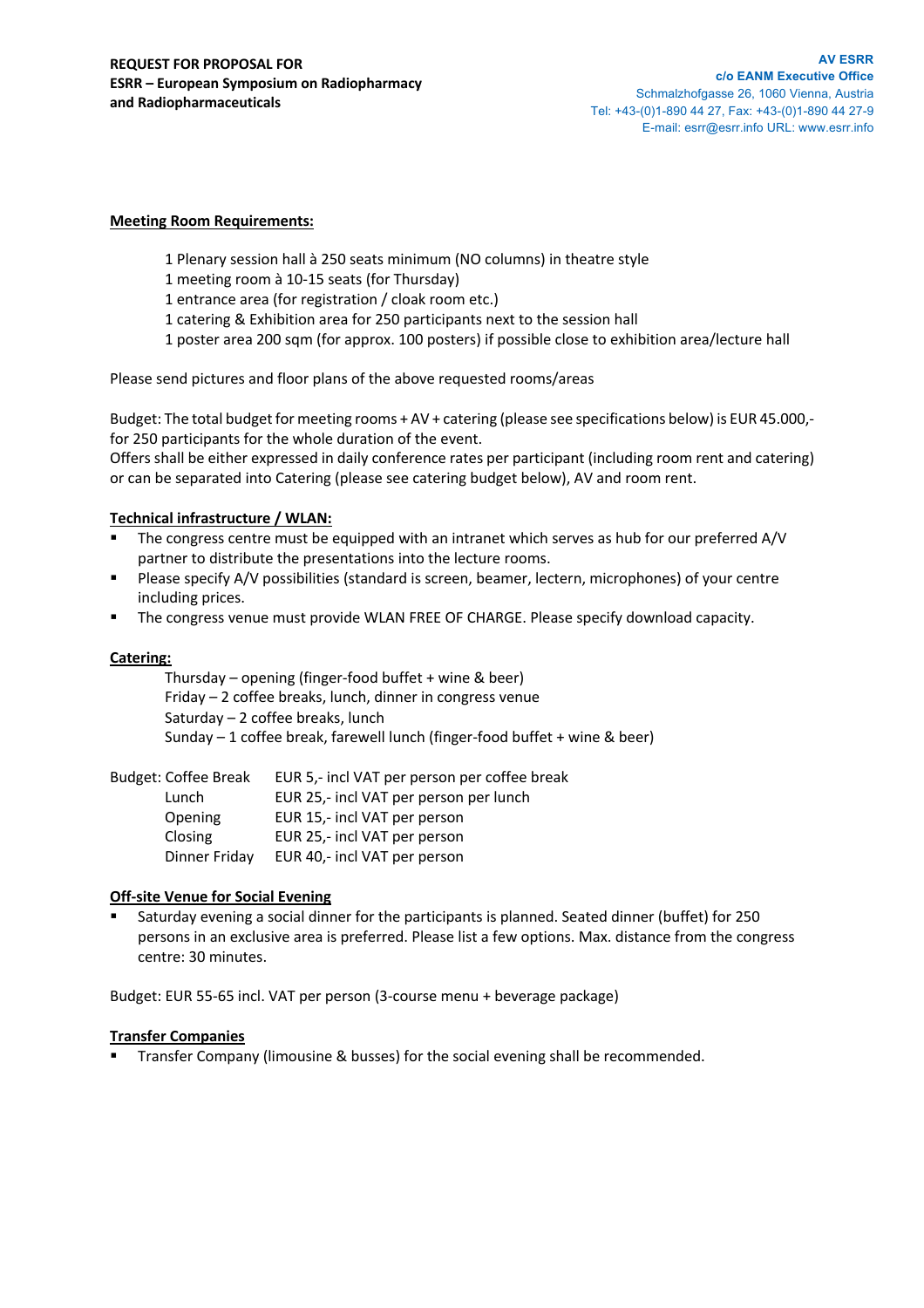**REQUEST FOR PROPOSAL FOR ESRR – European Symposium on Radiopharmacy and Radiopharmaceuticals**

**AV ESRR**
**c/o EANM Executive Office**
Schmalzhofgasse 26, 1060 Vienna, Austria
Tel: +43-(0)1-890 44 27, Fax: +43-(0)1-890 44 27-9
E-mail: esrr@esrr.info URL: www.esrr.info

**Meeting Room Requirements:**

1 Plenary session hall à 250 seats minimum (NO columns) in theatre style
1 meeting room à 10-15 seats (for Thursday)
1 entrance area (for registration / cloak room etc.)
1 catering & Exhibition area for 250 participants next to the session hall
1 poster area 200 sqm (for approx. 100 posters) if possible close to exhibition area/lecture hall

Please send pictures and floor plans of the above requested rooms/areas

Budget: The total budget for meeting rooms + AV + catering (please see specifications below) is EUR 45.000,- for 250 participants for the whole duration of the event.
Offers shall be either expressed in daily conference rates per participant (including room rent and catering) or can be separated into Catering (please see catering budget below), AV and room rent.

**Technical infrastructure / WLAN:**

- The congress centre must be equipped with an intranet which serves as hub for our preferred A/V partner to distribute the presentations into the lecture rooms.
- Please specify A/V possibilities (standard is screen, beamer, lectern, microphones) of your centre including prices.
- The congress venue must provide WLAN FREE OF CHARGE. Please specify download capacity.

**Catering:**

Thursday – opening (finger-food buffet + wine & beer)
Friday – 2 coffee breaks, lunch, dinner in congress venue
Saturday – 2 coffee breaks, lunch
Sunday – 1 coffee break, farewell lunch (finger-food buffet + wine & beer)

| | | |
|---|---|---|
| Budget: | Coffee Break | EUR 5,- incl VAT per person per coffee break |
| | Lunch | EUR 25,- incl VAT per person per lunch |
| | Opening | EUR 15,- incl VAT per person |
| | Closing | EUR 25,- incl VAT per person |
| | Dinner Friday | EUR 40,- incl VAT per person |

**Off-site Venue for Social Evening**

- Saturday evening a social dinner for the participants is planned. Seated dinner (buffet) for 250 persons in an exclusive area is preferred. Please list a few options. Max. distance from the congress centre: 30 minutes.

Budget: EUR 55-65 incl. VAT per person (3-course menu + beverage package)

**Transfer Companies**

- Transfer Company (limousine & busses) for the social evening shall be recommended.